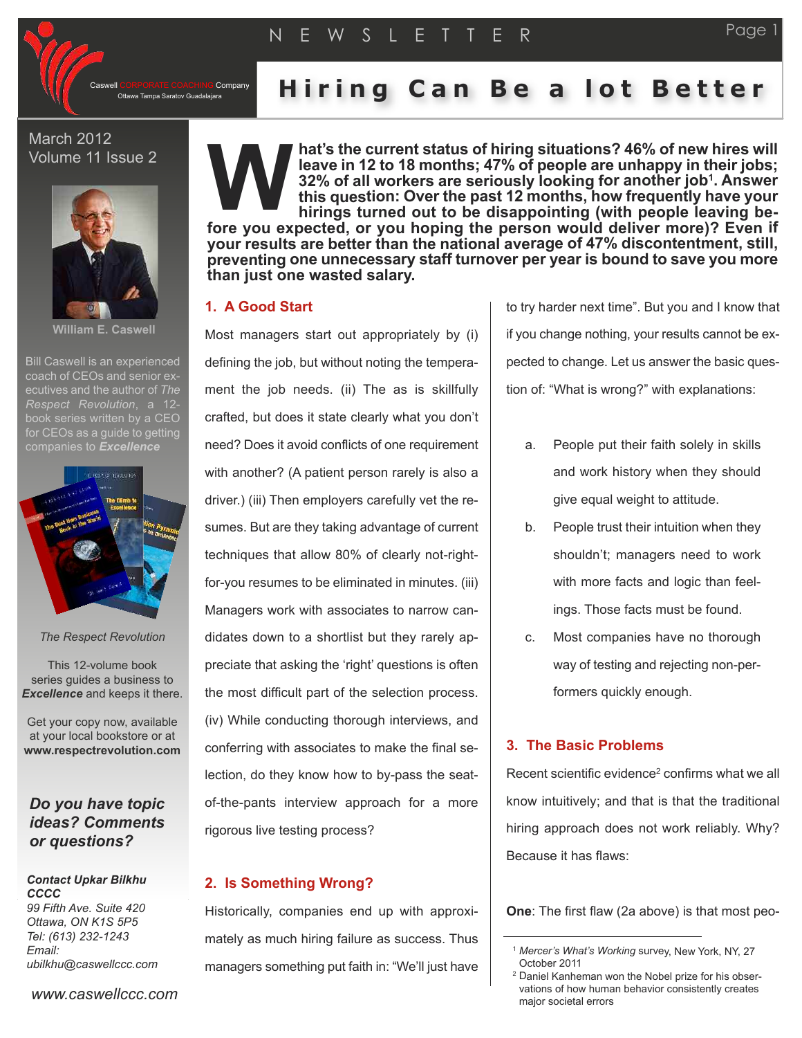# Hiring Can Be a lot Better

Caswell CORPORATE COACHING Company
Ottawa Tampa Saratov Guadalajara

March 2012
Volume 11 Issue 2

William E. Caswell

Bill Caswell is an experienced coach of CEOs and senior executives and the author of *The Respect Revolution*, a 12-book series written by a CEO for CEOs as a guide to getting companies to ***Excellence***

*The Respect Revolution*

This 12-volume book series guides a business to ***Excellence*** and keeps it there.

Get your copy now, available at your local bookstore or at **www.respectrevolution.com**

***Do you have topic ideas? Comments or questions?***

***Contact Upkar Bilkhu CCCC***
*99 Fifth Ave. Suite 420*
*Ottawa, ON K1S 5P5*
*Tel: (613) 232-1243*
*Email:*
*ubilkhu@caswellccc.com*

*www.caswellccc.com*

**What's the current status of hiring situations? 46% of new hires will leave in 12 to 18 months; 47% of people are unhappy in their jobs; 32% of all workers are seriously looking for another job[1]. Answer this question: Over the past 12 months, how frequently have your hirings turned out to be disappointing (with people leaving before you expected, or you hoping the person would deliver more)? Even if your results are better than the national average of 47% discontentment, still, preventing one unnecessary staff turnover per year is bound to save you more than just one wasted salary.**

## 1. A Good Start

Most managers start out appropriately by (i) defining the job, but without noting the temperament the job needs. (ii) The as is skillfully crafted, but does it state clearly what you don't need? Does it avoid conflicts of one requirement with another? (A patient person rarely is also a driver.) (iii) Then employers carefully vet the resumes. But are they taking advantage of current techniques that allow 80% of clearly not-right-for-you resumes to be eliminated in minutes. (iii) Managers work with associates to narrow candidates down to a shortlist but they rarely appreciate that asking the 'right' questions is often the most difficult part of the selection process. (iv) While conducting thorough interviews, and conferring with associates to make the final selection, do they know how to by-pass the seat-of-the-pants interview approach for a more rigorous live testing process?

## 2. Is Something Wrong?

Historically, companies end up with approximately as much hiring failure as success. Thus managers something put faith in: "We'll just have to try harder next time". But you and I know that if you change nothing, your results cannot be expected to change. Let us answer the basic question of: "What is wrong?" with explanations:

a. People put their faith solely in skills and work history when they should give equal weight to attitude.
b. People trust their intuition when they shouldn't; managers need to work with more facts and logic than feelings. Those facts must be found.
c. Most companies have no thorough way of testing and rejecting non-performers quickly enough.

## 3. The Basic Problems

Recent scientific evidence[2] confirms what we all know intuitively; and that is that the traditional hiring approach does not work reliably. Why? Because it has flaws:

**One**: The first flaw (2a above) is that most peo-

---

[1] *Mercer's What's Working* survey, New York, NY, 27 October 2011

[2] Daniel Kanheman won the Nobel prize for his observations of how human behavior consistently creates major societal errors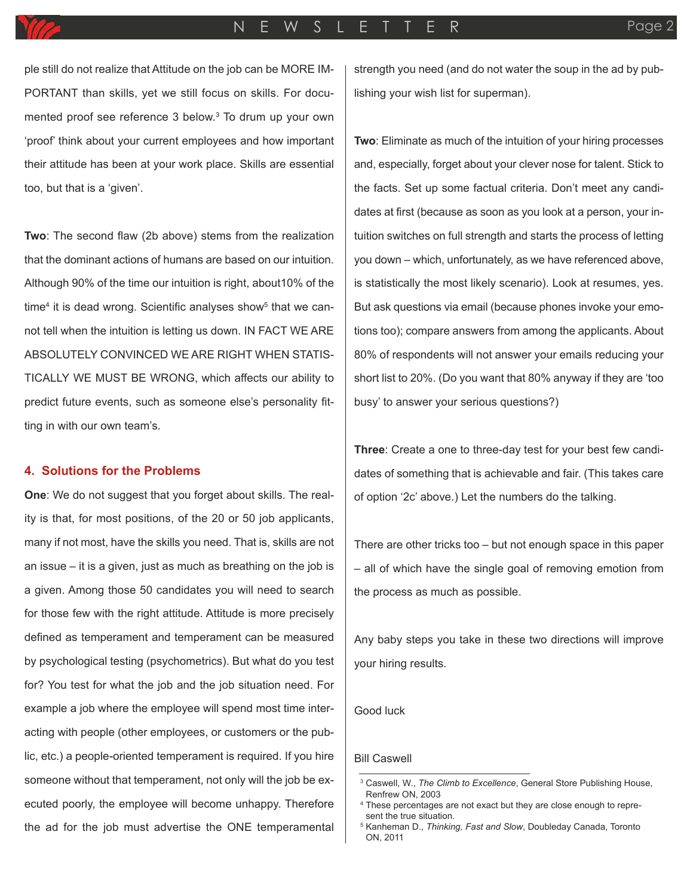ple still do not realize that Attitude on the job can be MORE IMPORTANT than skills, yet we still focus on skills. For documented proof see reference 3 below.[3] To drum up your own 'proof' think about your current employees and how important their attitude has been at your work place. Skills are essential too, but that is a 'given'.

**Two**: The second flaw (2b above) stems from the realization that the dominant actions of humans are based on our intuition. Although 90% of the time our intuition is right, about10% of the time[4] it is dead wrong. Scientific analyses show[5] that we cannot tell when the intuition is letting us down. IN FACT WE ARE ABSOLUTELY CONVINCED WE ARE RIGHT WHEN STATISTICALLY WE MUST BE WRONG, which affects our ability to predict future events, such as someone else's personality fitting in with our own team's.

## 4. Solutions for the Problems

**One**: We do not suggest that you forget about skills. The reality is that, for most positions, of the 20 or 50 job applicants, many if not most, have the skills you need. That is, skills are not an issue – it is a given, just as much as breathing on the job is a given. Among those 50 candidates you will need to search for those few with the right attitude. Attitude is more precisely defined as temperament and temperament can be measured by psychological testing (psychometrics). But what do you test for? You test for what the job and the job situation need. For example a job where the employee will spend most time interacting with people (other employees, or customers or the public, etc.) a people-oriented temperament is required. If you hire someone without that temperament, not only will the job be executed poorly, the employee will become unhappy. Therefore the ad for the job must advertise the ONE temperamental strength you need (and do not water the soup in the ad by publishing your wish list for superman).

**Two**: Eliminate as much of the intuition of your hiring processes and, especially, forget about your clever nose for talent. Stick to the facts. Set up some factual criteria. Don't meet any candidates at first (because as soon as you look at a person, your intuition switches on full strength and starts the process of letting you down – which, unfortunately, as we have referenced above, is statistically the most likely scenario). Look at resumes, yes. But ask questions via email (because phones invoke your emotions too); compare answers from among the applicants. About 80% of respondents will not answer your emails reducing your short list to 20%. (Do you want that 80% anyway if they are 'too busy' to answer your serious questions?)

**Three**: Create a one to three-day test for your best few candidates of something that is achievable and fair. (This takes care of option '2c' above.) Let the numbers do the talking.

There are other tricks too – but not enough space in this paper – all of which have the single goal of removing emotion from the process as much as possible.

Any baby steps you take in these two directions will improve your hiring results.

Good luck

Bill Caswell

---

[3] Caswell, W., *The Climb to Excellence*, General Store Publishing House, Renfrew ON, 2003

[4] These percentages are not exact but they are close enough to represent the true situation.

[5] Kanheman D., *Thinking, Fast and Slow*, Doubleday Canada, Toronto ON, 2011